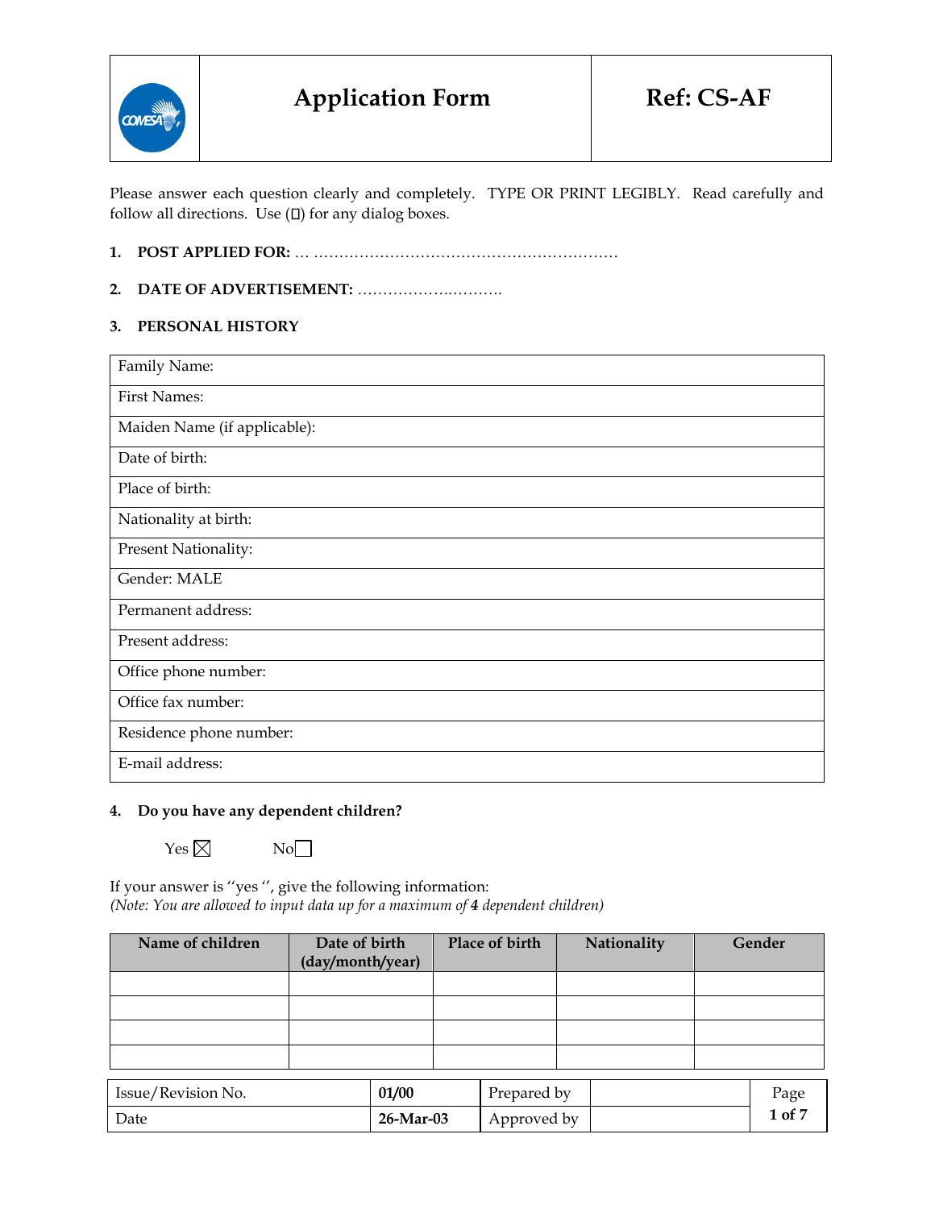| Application Form | Ref: CS-AF |
|---|---|

Please answer each question clearly and completely. TYPE OR PRINT LEGIBLY. Read carefully and follow all directions. Use (☐) for any dialog boxes.

**1. POST APPLIED FOR:** … ……………………………………………………

**2. DATE OF ADVERTISEMENT:** ……………….……….

**3. PERSONAL HISTORY**

| |
|---|
| Family Name: |
| First Names: |
| Maiden Name (if applicable): |
| Date of birth: |
| Place of birth: |
| Nationality at birth: |
| Present Nationality: |
| Gender: MALE |
| Permanent address: |
| Present address: |
| Office phone number: |
| Office fax number: |
| Residence phone number: |
| E-mail address: |

**4. Do you have any dependent children?**

Yes ☒ No ☐

If your answer is ''yes '', give the following information:
*(Note: You are allowed to input data up for a maximum of* ***4*** *dependent children)*

| Name of children | Date of birth (day/month/year) | Place of birth | Nationality | Gender |
|---|---|---|---|---|
| | | | | |
| | | | | |
| | | | | |
| | | | | |

| Issue/Revision No. | 01/00 | Prepared by | |
|---|---|---|---|
| Date | 26-Mar-03 | Approved by | |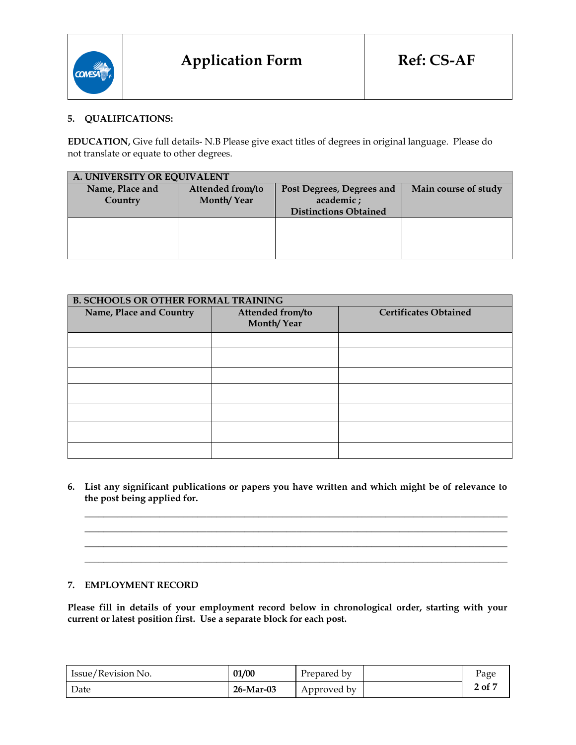**5. QUALIFICATIONS:**

**EDUCATION,** Give full details- N.B Please give exact titles of degrees in original language. Please do not translate or equate to other degrees.

| **A. UNIVERSITY OR EQUIVALENT** | | | |
|---|---|---|---|
| **Name, Place and Country** | **Attended from/to Month/ Year** | **Post Degrees, Degrees and academic ; Distinctions Obtained** | **Main course of study** |
| | | | |

| **B. SCHOOLS OR OTHER FORMAL TRAINING** | | |
|---|---|---|
| **Name, Place and Country** | **Attended from/to Month/ Year** | **Certificates Obtained** |
| | | |
| | | |
| | | |
| | | |
| | | |
| | | |
| | | |

**6. List any significant publications or papers you have written and which might be of relevance to the post being applied for.**

\_\_\_\_\_\_\_\_\_\_\_\_\_\_\_\_\_\_\_\_\_\_\_\_\_\_\_\_\_\_\_\_\_\_\_\_\_\_\_\_\_\_\_\_\_\_\_\_\_\_\_\_\_\_\_\_\_\_\_\_\_\_\_\_\_\_\_\_\_\_\_\_\_\_\_\_\_\_\_\_\_\_\_\_

\_\_\_\_\_\_\_\_\_\_\_\_\_\_\_\_\_\_\_\_\_\_\_\_\_\_\_\_\_\_\_\_\_\_\_\_\_\_\_\_\_\_\_\_\_\_\_\_\_\_\_\_\_\_\_\_\_\_\_\_\_\_\_\_\_\_\_\_\_\_\_\_\_\_\_\_\_\_\_\_\_\_\_\_

\_\_\_\_\_\_\_\_\_\_\_\_\_\_\_\_\_\_\_\_\_\_\_\_\_\_\_\_\_\_\_\_\_\_\_\_\_\_\_\_\_\_\_\_\_\_\_\_\_\_\_\_\_\_\_\_\_\_\_\_\_\_\_\_\_\_\_\_\_\_\_\_\_\_\_\_\_\_\_\_\_\_\_\_

\_\_\_\_\_\_\_\_\_\_\_\_\_\_\_\_\_\_\_\_\_\_\_\_\_\_\_\_\_\_\_\_\_\_\_\_\_\_\_\_\_\_\_\_\_\_\_\_\_\_\_\_\_\_\_\_\_\_\_\_\_\_\_\_\_\_\_\_\_\_\_\_\_\_\_\_\_\_\_\_\_\_\_\_

**7. EMPLOYMENT RECORD**

**Please fill in details of your employment record below in chronological order, starting with your current or latest position first. Use a separate block for each post.**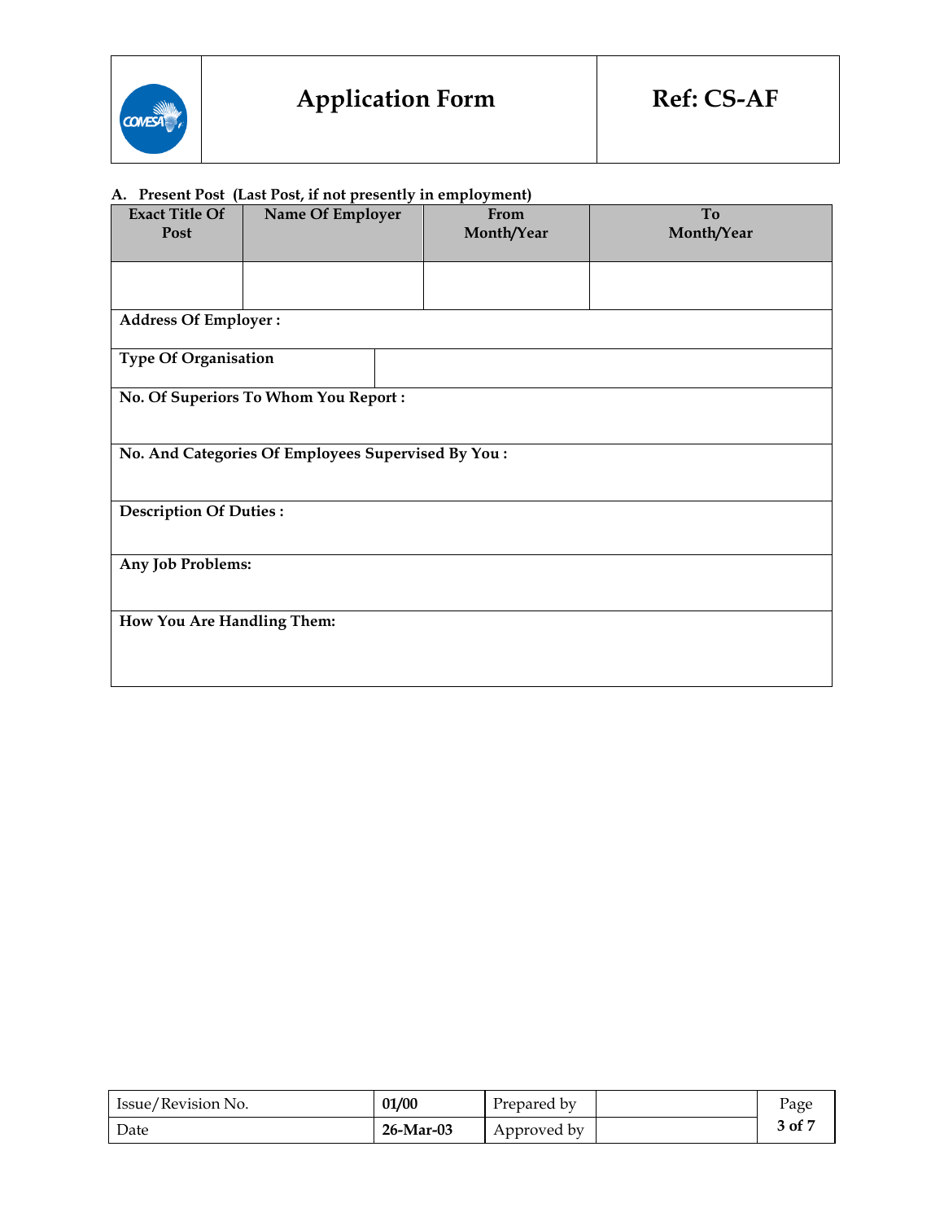# Application Form

**Ref: CS-AF**

**A. Present Post (Last Post, if not presently in employment)**

| Exact Title Of Post | Name Of Employer | From Month/Year | To Month/Year |
|---|---|---|---|
| | | | |

**Address Of Employer :**

| Type Of Organisation | |
|---|---|

**No. Of Superiors To Whom You Report :**

**No. And Categories Of Employees Supervised By You :**

**Description Of Duties :**

**Any Job Problems:**

**How You Are Handling Them:**

| Issue/Revision No. | 01/00 | Prepared by | |
|---|---|---|---|
| Date | 26-Mar-03 | Approved by | |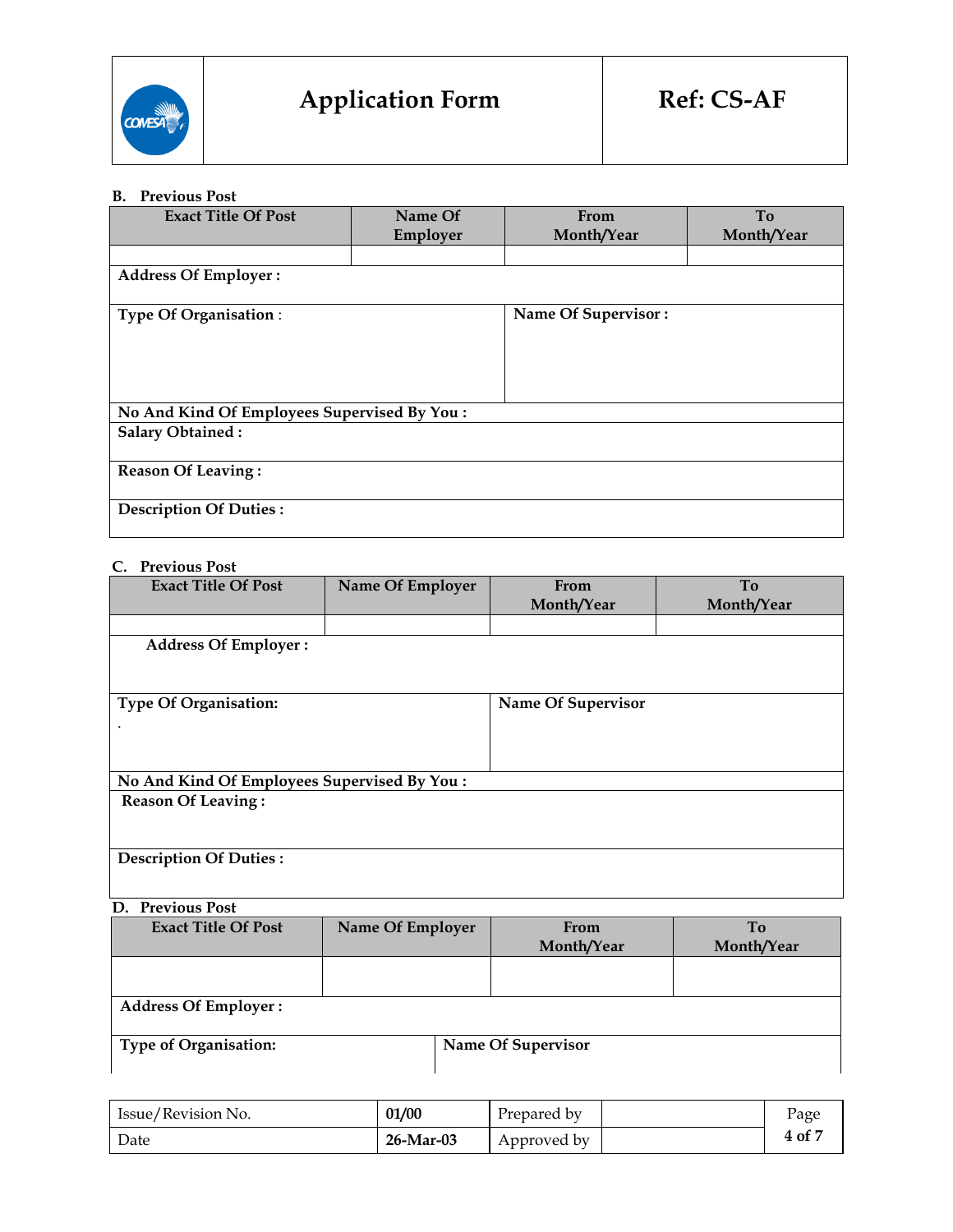# Application Form

**Ref: CS-AF**

**B. Previous Post**

| Exact Title Of Post | Name Of Employer | From Month/Year | To Month/Year |
|---|---|---|---|
| | | | |

**Address Of Employer :**

**Type Of Organisation :**

**Name Of Supervisor :**

**No And Kind Of Employees Supervised By You :**

**Salary Obtained :**

**Reason Of Leaving :**

**Description Of Duties :**

**C. Previous Post**

| Exact Title Of Post | Name Of Employer | From Month/Year | To Month/Year |
|---|---|---|---|
| | | | |

**Address Of Employer :**

**Type Of Organisation:**

.

**Name Of Supervisor**

**No And Kind Of Employees Supervised By You :**

**Reason Of Leaving :**

**Description Of Duties :**

**D. Previous Post**

| Exact Title Of Post | Name Of Employer | From Month/Year | To Month/Year |
|---|---|---|---|
| | | | |

**Address Of Employer :**

**Type of Organisation:**

**Name Of Supervisor**

| Issue/Revision No. | 01/00 | Prepared by | |
|---|---|---|---|
| Date | 26-Mar-03 | Approved by | |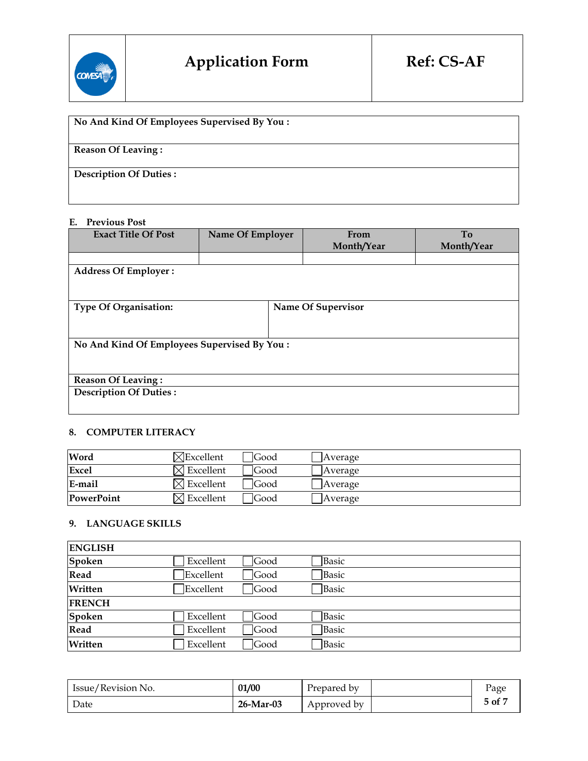| Application Form | Ref: CS-AF |
|---|---|

| No And Kind Of Employees Supervised By You : |
|---|
| Reason Of Leaving : |
| Description Of Duties : |

**E. Previous Post**

| Exact Title Of Post | Name Of Employer | From Month/Year | To Month/Year |
|---|---|---|---|
| | | | |
| Address Of Employer : | | | |
| Type Of Organisation: | Name Of Supervisor | | |
| No And Kind Of Employees Supervised By You : | | | |
| Reason Of Leaving : | | | |
| Description Of Duties : | | | |

## 8. COMPUTER LITERACY

| | | | |
|---|---|---|---|
| **Word** | ☒ Excellent | ☐ Good | ☐ Average |
| **Excel** | ☒ Excellent | ☐ Good | ☐ Average |
| **E-mail** | ☒ Excellent | ☐ Good | ☐ Average |
| **PowerPoint** | ☒ Excellent | ☐ Good | ☐ Average |

## 9. LANGUAGE SKILLS

| **ENGLISH** | | | |
|---|---|---|---|
| **Spoken** | ☐ Excellent | ☐ Good | ☐ Basic |
| **Read** | ☐ Excellent | ☐ Good | ☐ Basic |
| **Written** | ☐ Excellent | ☐ Good | ☐ Basic |
| **FRENCH** | | | |
| **Spoken** | ☐ Excellent | ☐ Good | ☐ Basic |
| **Read** | ☐ Excellent | ☐ Good | ☐ Basic |
| **Written** | ☐ Excellent | ☐ Good | ☐ Basic |

| Issue/Revision No. | 01/00 | Prepared by | |
|---|---|---|---|
| Date | 26-Mar-03 | Approved by | |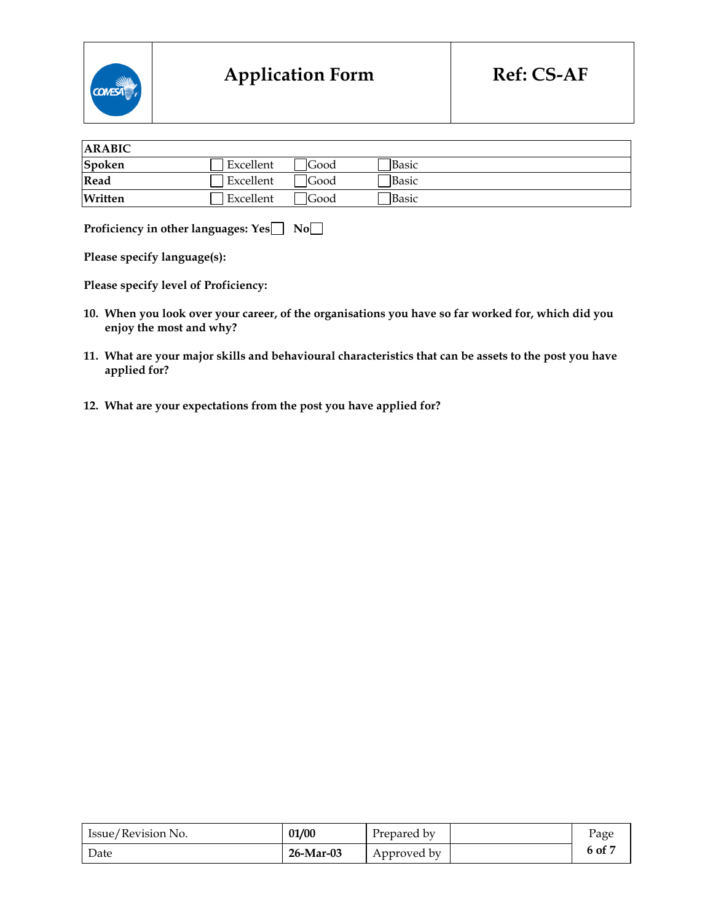| ARABIC | | | |
|---|---|---|---|
| Spoken | ☐ Excellent | ☐ Good | ☐ Basic |
| Read | ☐ Excellent | ☐ Good | ☐ Basic |
| Written | ☐ Excellent | ☐ Good | ☐ Basic |

**Proficiency in other languages: Yes** ☐ **No** ☐

**Please specify language(s):**

**Please specify level of Proficiency:**

10. **When you look over your career, of the organisations you have so far worked for, which did you enjoy the most and why?**

11. **What are your major skills and behavioural characteristics that can be assets to the post you have applied for?**

12. **What are your expectations from the post you have applied for?**

| Issue/Revision No. | 01/00 | Prepared by | |
|---|---|---|---|
| Date | 26-Mar-03 | Approved by | |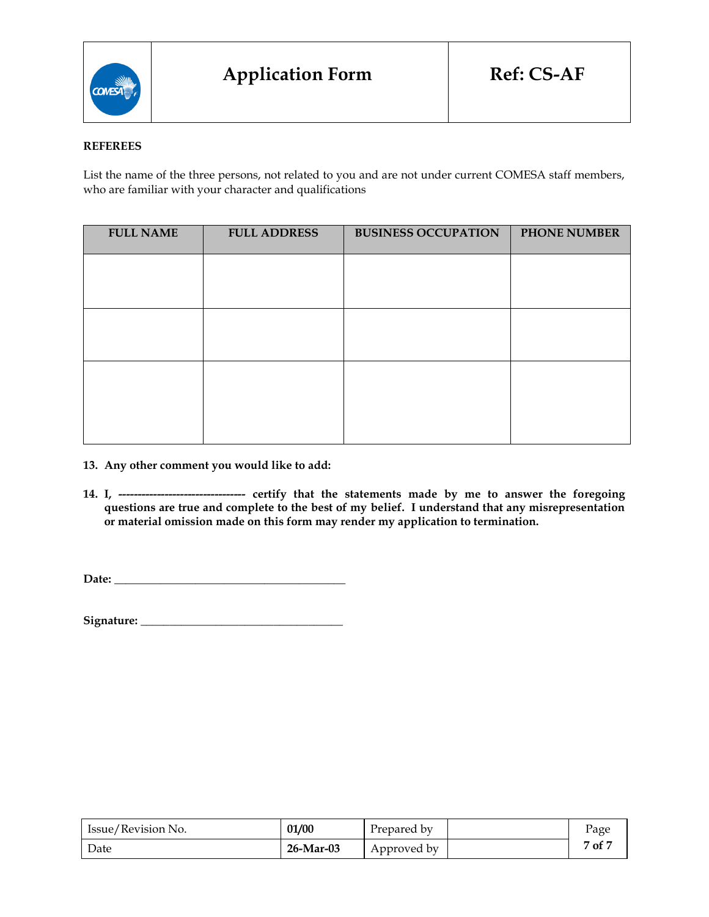**REFEREES**

List the name of the three persons, not related to you and are not under current COMESA staff members, who are familiar with your character and qualifications

| FULL NAME | FULL ADDRESS | BUSINESS OCCUPATION | PHONE NUMBER |
|---|---|---|---|
| | | | |
| | | | |
| | | | |

**13. Any other comment you would like to add:**

**14. I, -------------------------------- certify that the statements made by me to answer the foregoing questions are true and complete to the best of my belief. I understand that any misrepresentation or material omission made on this form may render my application to termination.**

**Date:** ________________________________________

**Signature:** ____________________________________